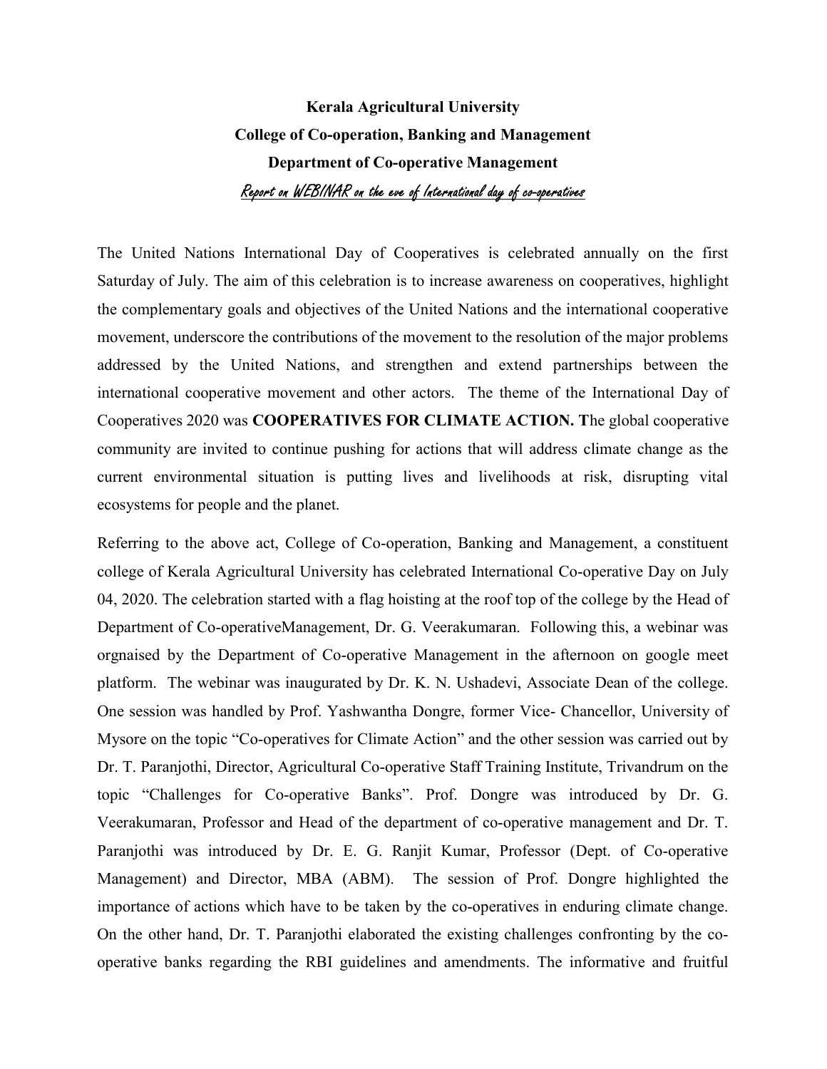**Kerala Agricultural University**

**College of Co-operation, Banking and Management**

**Department of Co-operative Management**

*Report on WEBINAR on the eve of International day of co-operatives*

The United Nations International Day of Cooperatives is celebrated annually on the first Saturday of July. The aim of this celebration is to increase awareness on cooperatives, highlight the complementary goals and objectives of the United Nations and the international cooperative movement, underscore the contributions of the movement to the resolution of the major problems addressed by the United Nations, and strengthen and extend partnerships between the international cooperative movement and other actors. The theme of the International Day of Cooperatives 2020 was **COOPERATIVES FOR CLIMATE ACTION. T**he global cooperative community are invited to continue pushing for actions that will address climate change as the current environmental situation is putting lives and livelihoods at risk, disrupting vital ecosystems for people and the planet.

Referring to the above act, College of Co-operation, Banking and Management, a constituent college of Kerala Agricultural University has celebrated International Co-operative Day on July 04, 2020. The celebration started with a flag hoisting at the roof top of the college by the Head of Department of Co-operativeManagement, Dr. G. Veerakumaran. Following this, a webinar was orgnaised by the Department of Co-operative Management in the afternoon on google meet platform. The webinar was inaugurated by Dr. K. N. Ushadevi, Associate Dean of the college. One session was handled by Prof. Yashwantha Dongre, former Vice- Chancellor, University of Mysore on the topic "Co-operatives for Climate Action" and the other session was carried out by Dr. T. Paranjothi, Director, Agricultural Co-operative Staff Training Institute, Trivandrum on the topic "Challenges for Co-operative Banks". Prof. Dongre was introduced by Dr. G. Veerakumaran, Professor and Head of the department of co-operative management and Dr. T. Paranjothi was introduced by Dr. E. G. Ranjit Kumar, Professor (Dept. of Co-operative Management) and Director, MBA (ABM). The session of Prof. Dongre highlighted the importance of actions which have to be taken by the co-operatives in enduring climate change. On the other hand, Dr. T. Paranjothi elaborated the existing challenges confronting by the co-operative banks regarding the RBI guidelines and amendments. The informative and fruitful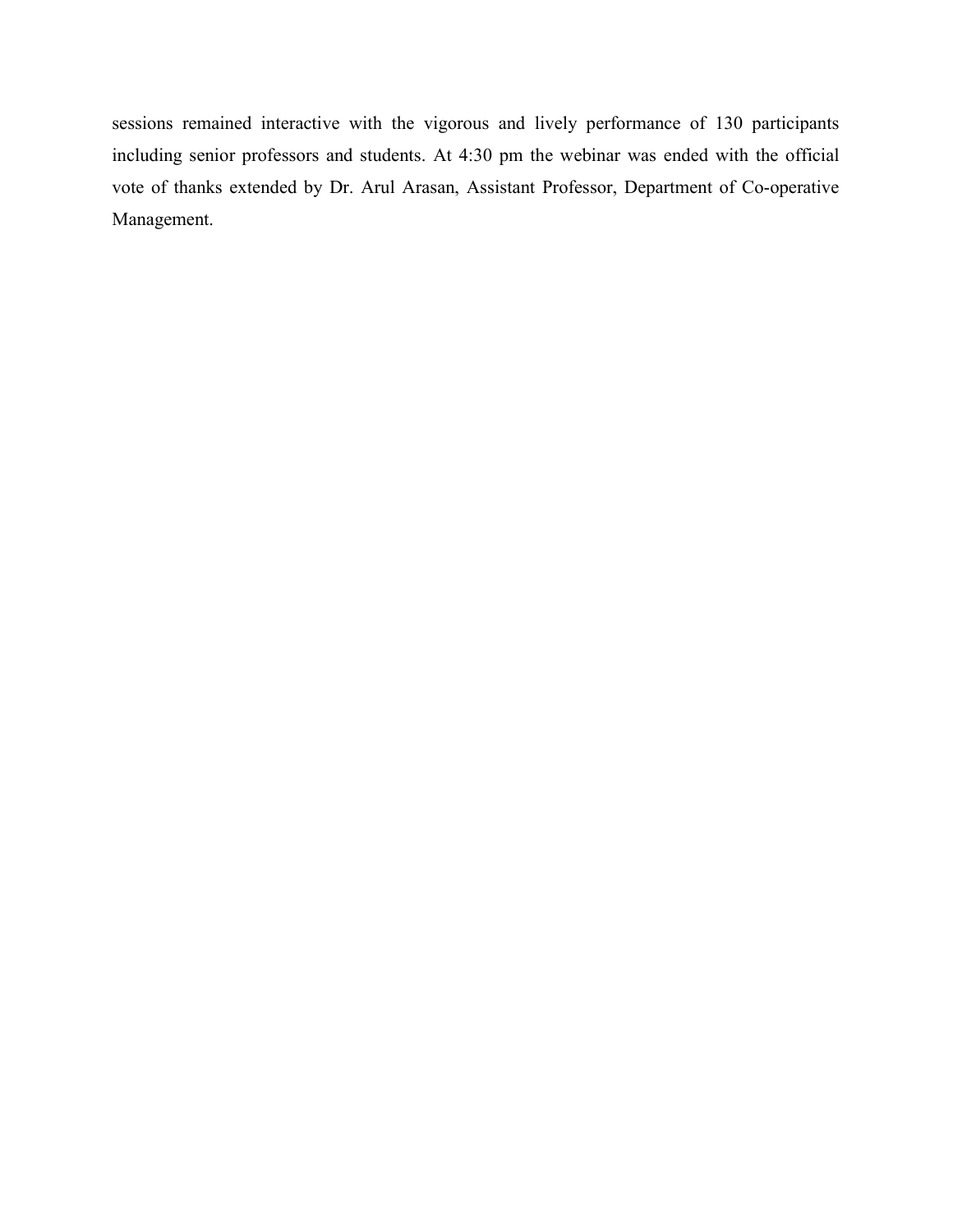sessions remained interactive with the vigorous and lively performance of 130 participants including senior professors and students. At 4:30 pm the webinar was ended with the official vote of thanks extended by Dr. Arul Arasan, Assistant Professor, Department of Co-operative Management.